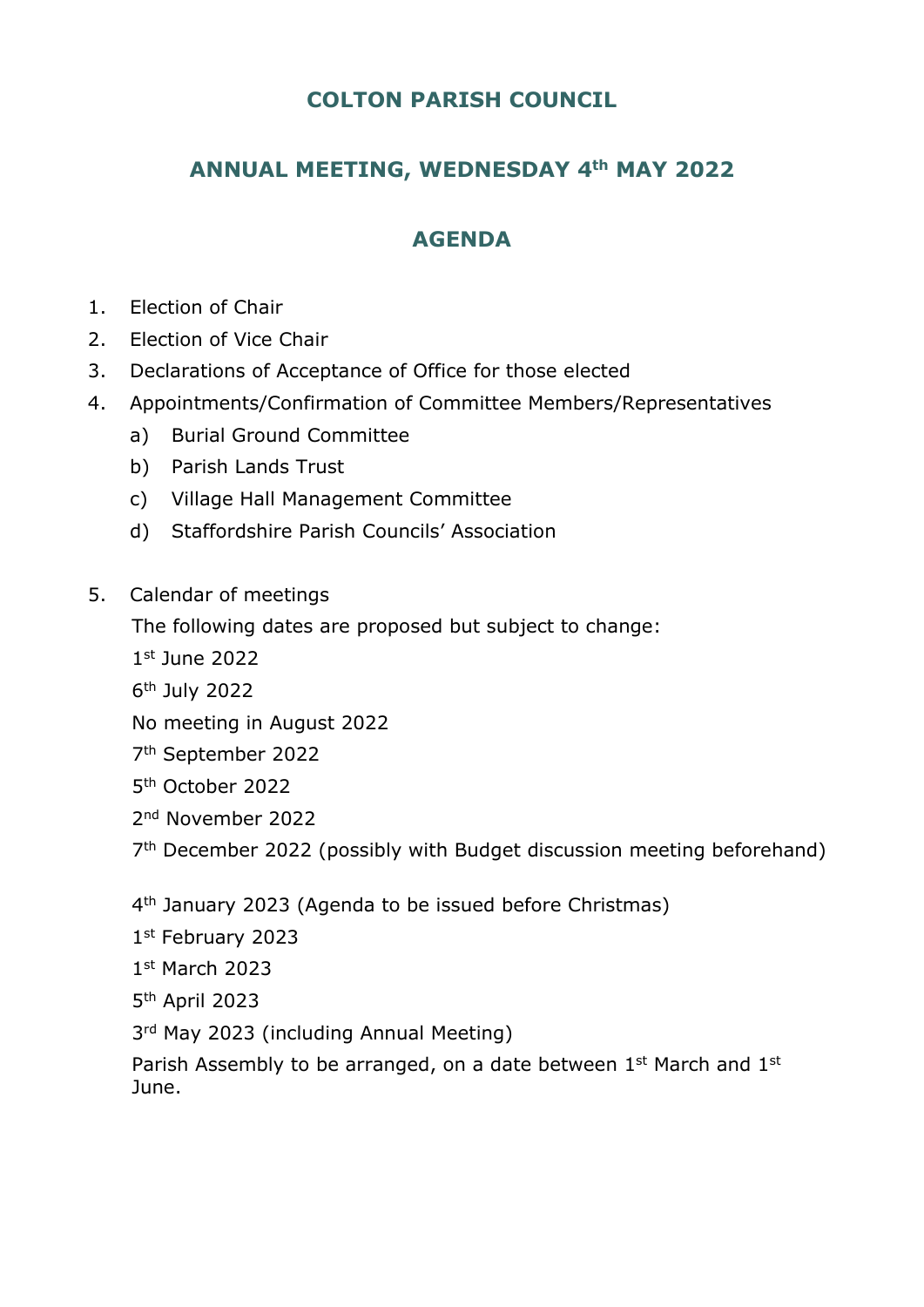# COLTON PARISH COUNCIL

## ANNUAL MEETING, WEDNESDAY 4th MAY 2022

## AGENDA

1. Election of Chair
2. Election of Vice Chair
3. Declarations of Acceptance of Office for those elected
4. Appointments/Confirmation of Committee Members/Representatives
   a) Burial Ground Committee
   b) Parish Lands Trust
   c) Village Hall Management Committee
   d) Staffordshire Parish Councils' Association

5. Calendar of meetings

   The following dates are proposed but subject to change:

   1st June 2022

   6th July 2022

   No meeting in August 2022

   7th September 2022

   5th October 2022

   2nd November 2022

   7th December 2022 (possibly with Budget discussion meeting beforehand)

   4th January 2023 (Agenda to be issued before Christmas)

   1st February 2023

   1st March 2023

   5th April 2023

   3rd May 2023 (including Annual Meeting)

   Parish Assembly to be arranged, on a date between 1st March and 1st June.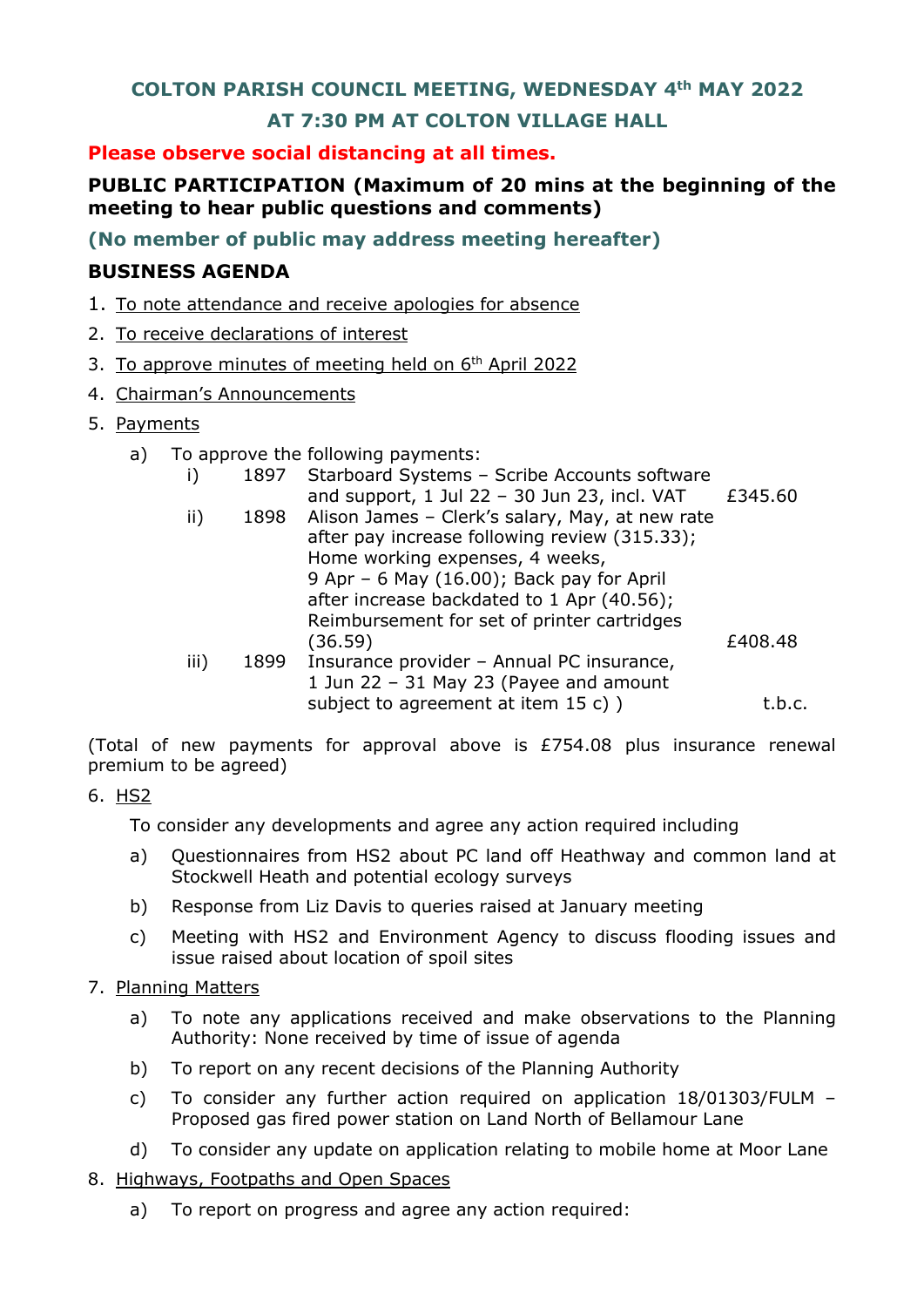## COLTON PARISH COUNCIL MEETING, WEDNESDAY 4th MAY 2022

## AT 7:30 PM AT COLTON VILLAGE HALL

**Please observe social distancing at all times.**

**PUBLIC PARTICIPATION (Maximum of 20 mins at the beginning of the meeting to hear public questions and comments)**

**(No member of public may address meeting hereafter)**

### BUSINESS AGENDA

1. To note attendance and receive apologies for absence
2. To receive declarations of interest
3. To approve minutes of meeting held on 6th April 2022
4. Chairman's Announcements
5. Payments

   a) To approve the following payments:

| | | | |
|---|---|---|---|
| i) | 1897 | Starboard Systems – Scribe Accounts software and support, 1 Jul 22 – 30 Jun 23, incl. VAT | £345.60 |
| ii) | 1898 | Alison James – Clerk's salary, May, at new rate after pay increase following review (315.33); Home working expenses, 4 weeks, 9 Apr – 6 May (16.00); Back pay for April after increase backdated to 1 Apr (40.56); Reimbursement for set of printer cartridges (36.59) | £408.48 |
| iii) | 1899 | Insurance provider – Annual PC insurance, 1 Jun 22 – 31 May 23 (Payee and amount subject to agreement at item 15 c) ) | t.b.c. |

(Total of new payments for approval above is £754.08 plus insurance renewal premium to be agreed)

6. HS2

   To consider any developments and agree any action required including

   a) Questionnaires from HS2 about PC land off Heathway and common land at Stockwell Heath and potential ecology surveys

   b) Response from Liz Davis to queries raised at January meeting

   c) Meeting with HS2 and Environment Agency to discuss flooding issues and issue raised about location of spoil sites

7. Planning Matters

   a) To note any applications received and make observations to the Planning Authority: None received by time of issue of agenda

   b) To report on any recent decisions of the Planning Authority

   c) To consider any further action required on application 18/01303/FULM – Proposed gas fired power station on Land North of Bellamour Lane

   d) To consider any update on application relating to mobile home at Moor Lane

8. Highways, Footpaths and Open Spaces

   a) To report on progress and agree any action required: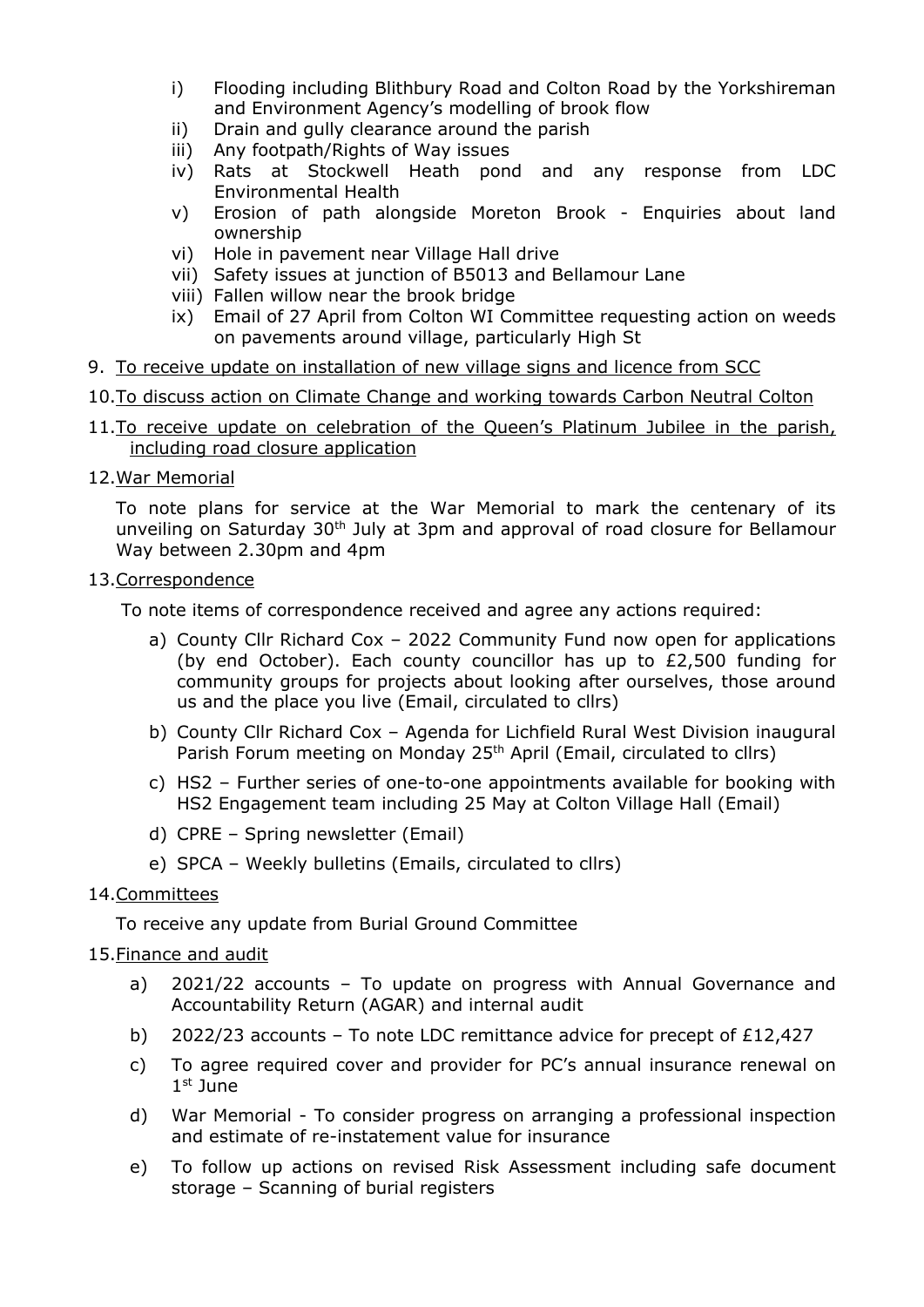i) Flooding including Blithbury Road and Colton Road by the Yorkshireman and Environment Agency's modelling of brook flow
ii) Drain and gully clearance around the parish
iii) Any footpath/Rights of Way issues
iv) Rats at Stockwell Heath pond and any response from LDC Environmental Health
v) Erosion of path alongside Moreton Brook - Enquiries about land ownership
vi) Hole in pavement near Village Hall drive
vii) Safety issues at junction of B5013 and Bellamour Lane
viii) Fallen willow near the brook bridge
ix) Email of 27 April from Colton WI Committee requesting action on weeds on pavements around village, particularly High St

9. <u>To receive update on installation of new village signs and licence from SCC</u>

10. <u>To discuss action on Climate Change and working towards Carbon Neutral Colton</u>

11. <u>To receive update on celebration of the Queen's Platinum Jubilee in the parish, including road closure application</u>

12. <u>War Memorial</u>

    To note plans for service at the War Memorial to mark the centenary of its unveiling on Saturday 30th July at 3pm and approval of road closure for Bellamour Way between 2.30pm and 4pm

13. <u>Correspondence</u>

    To note items of correspondence received and agree any actions required:

    a) County Cllr Richard Cox – 2022 Community Fund now open for applications (by end October). Each county councillor has up to £2,500 funding for community groups for projects about looking after ourselves, those around us and the place you live (Email, circulated to cllrs)
    b) County Cllr Richard Cox – Agenda for Lichfield Rural West Division inaugural Parish Forum meeting on Monday 25th April (Email, circulated to cllrs)
    c) HS2 – Further series of one-to-one appointments available for booking with HS2 Engagement team including 25 May at Colton Village Hall (Email)
    d) CPRE – Spring newsletter (Email)
    e) SPCA – Weekly bulletins (Emails, circulated to cllrs)

14. <u>Committees</u>

    To receive any update from Burial Ground Committee

15. <u>Finance and audit</u>

    a) 2021/22 accounts – To update on progress with Annual Governance and Accountability Return (AGAR) and internal audit
    b) 2022/23 accounts – To note LDC remittance advice for precept of £12,427
    c) To agree required cover and provider for PC's annual insurance renewal on 1st June
    d) War Memorial - To consider progress on arranging a professional inspection and estimate of re-instatement value for insurance
    e) To follow up actions on revised Risk Assessment including safe document storage – Scanning of burial registers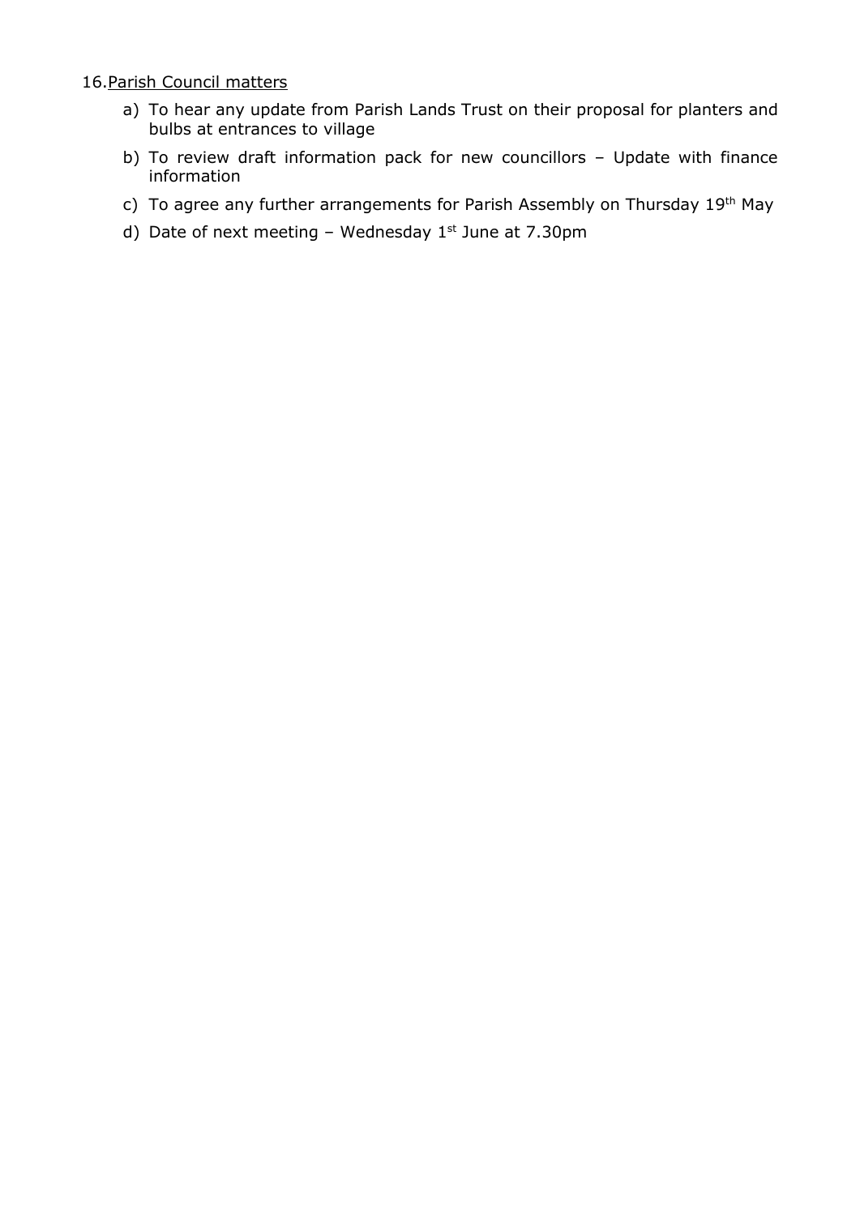16. <u>Parish Council matters</u>

a) To hear any update from Parish Lands Trust on their proposal for planters and bulbs at entrances to village

b) To review draft information pack for new councillors – Update with finance information

c) To agree any further arrangements for Parish Assembly on Thursday 19th May

d) Date of next meeting – Wednesday 1st June at 7.30pm